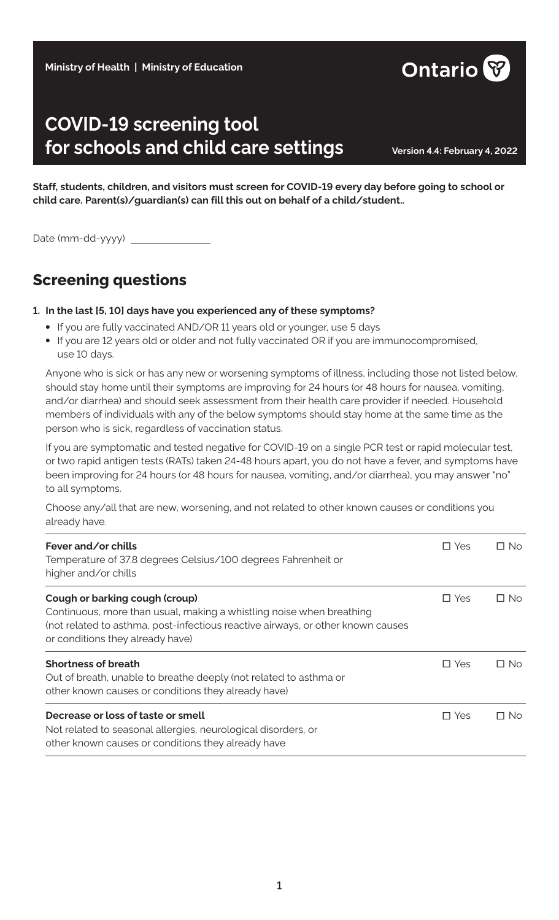Ministry of Health | Ministry of Education

Ontario

# COVID-19 screening tool for schools and child care settings

Version 4.4: February 4, 2022

**Staff, students, children, and visitors must screen for COVID-19 every day before going to school or child care. Parent(s)/guardian(s) can fill this out on behalf of a child/student..**

Date (mm-dd-yyyy) ______________

## Screening questions

**1. In the last [5, 10] days have you experienced any of these symptoms?**

- If you are fully vaccinated AND/OR 11 years old or younger, use 5 days
- If you are 12 years old or older and not fully vaccinated OR if you are immunocompromised, use 10 days.

Anyone who is sick or has any new or worsening symptoms of illness, including those not listed below, should stay home until their symptoms are improving for 24 hours (or 48 hours for nausea, vomiting, and/or diarrhea) and should seek assessment from their health care provider if needed. Household members of individuals with any of the below symptoms should stay home at the same time as the person who is sick, regardless of vaccination status.

If you are symptomatic and tested negative for COVID-19 on a single PCR test or rapid molecular test, or two rapid antigen tests (RATs) taken 24-48 hours apart, you do not have a fever, and symptoms have been improving for 24 hours (or 48 hours for nausea, vomiting, and/or diarrhea), you may answer "no" to all symptoms.

Choose any/all that are new, worsening, and not related to other known causes or conditions you already have.

| Symptom | Yes | No |
|---|---|---|
| **Fever and/or chills**<br>Temperature of 37.8 degrees Celsius/100 degrees Fahrenheit or higher and/or chills | ☐ Yes | ☐ No |
| **Cough or barking cough (croup)**<br>Continuous, more than usual, making a whistling noise when breathing (not related to asthma, post-infectious reactive airways, or other known causes or conditions they already have) | ☐ Yes | ☐ No |
| **Shortness of breath**<br>Out of breath, unable to breathe deeply (not related to asthma or other known causes or conditions they already have) | ☐ Yes | ☐ No |
| **Decrease or loss of taste or smell**<br>Not related to seasonal allergies, neurological disorders, or other known causes or conditions they already have | ☐ Yes | ☐ No |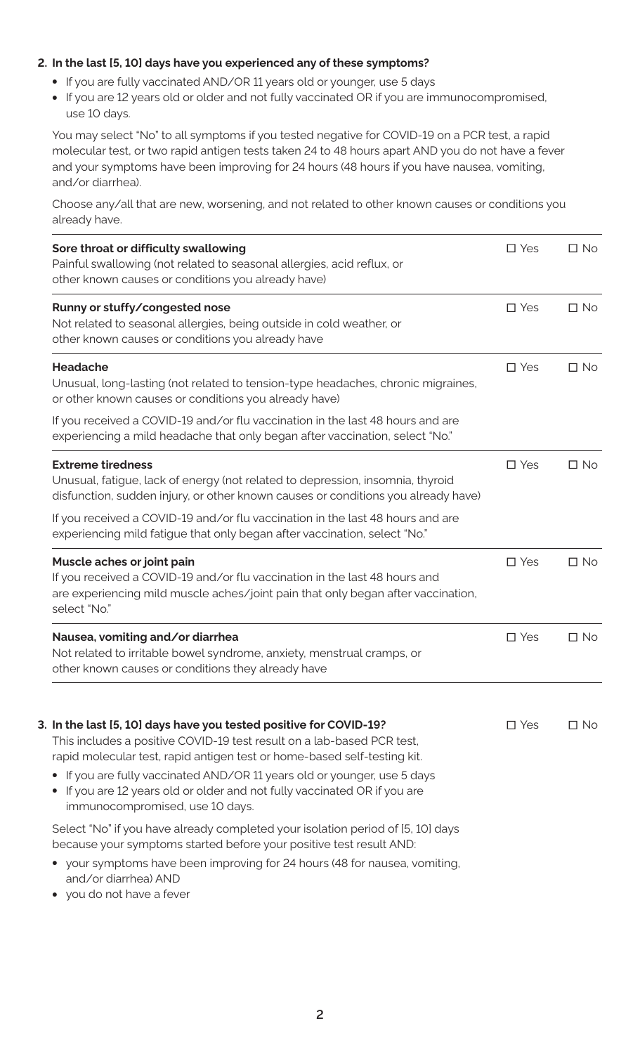2. **In the last [5, 10] days have you experienced any of these symptoms?**

- If you are fully vaccinated AND/OR 11 years old or younger, use 5 days
- If you are 12 years old or older and not fully vaccinated OR if you are immunocompromised, use 10 days.

You may select "No" to all symptoms if you tested negative for COVID-19 on a PCR test, a rapid molecular test, or two rapid antigen tests taken 24 to 48 hours apart AND you do not have a fever and your symptoms have been improving for 24 hours (48 hours if you have nausea, vomiting, and/or diarrhea).

Choose any/all that are new, worsening, and not related to other known causes or conditions you already have.

| Symptom | Yes | No |
|---|---|---|
| **Sore throat or difficulty swallowing**<br>Painful swallowing (not related to seasonal allergies, acid reflux, or other known causes or conditions you already have) | ☐ Yes | ☐ No |
| **Runny or stuffy/congested nose**<br>Not related to seasonal allergies, being outside in cold weather, or other known causes or conditions you already have | ☐ Yes | ☐ No |
| **Headache**<br>Unusual, long-lasting (not related to tension-type headaches, chronic migraines, or other known causes or conditions you already have)<br>If you received a COVID-19 and/or flu vaccination in the last 48 hours and are experiencing a mild headache that only began after vaccination, select "No." | ☐ Yes | ☐ No |
| **Extreme tiredness**<br>Unusual, fatigue, lack of energy (not related to depression, insomnia, thyroid disfunction, sudden injury, or other known causes or conditions you already have)<br>If you received a COVID-19 and/or flu vaccination in the last 48 hours and are experiencing mild fatigue that only began after vaccination, select "No." | ☐ Yes | ☐ No |
| **Muscle aches or joint pain**<br>If you received a COVID-19 and/or flu vaccination in the last 48 hours and are experiencing mild muscle aches/joint pain that only began after vaccination, select "No." | ☐ Yes | ☐ No |
| **Nausea, vomiting and/or diarrhea**<br>Not related to irritable bowel syndrome, anxiety, menstrual cramps, or other known causes or conditions they already have | ☐ Yes | ☐ No |

3. **In the last [5, 10] days have you tested positive for COVID-19?** ☐ Yes ☐ No

This includes a positive COVID-19 test result on a lab-based PCR test, rapid molecular test, rapid antigen test or home-based self-testing kit.

- If you are fully vaccinated AND/OR 11 years old or younger, use 5 days
- If you are 12 years old or older and not fully vaccinated OR if you are immunocompromised, use 10 days.

Select "No" if you have already completed your isolation period of [5, 10] days because your symptoms started before your positive test result AND:

- your symptoms have been improving for 24 hours (48 for nausea, vomiting, and/or diarrhea) AND
- you do not have a fever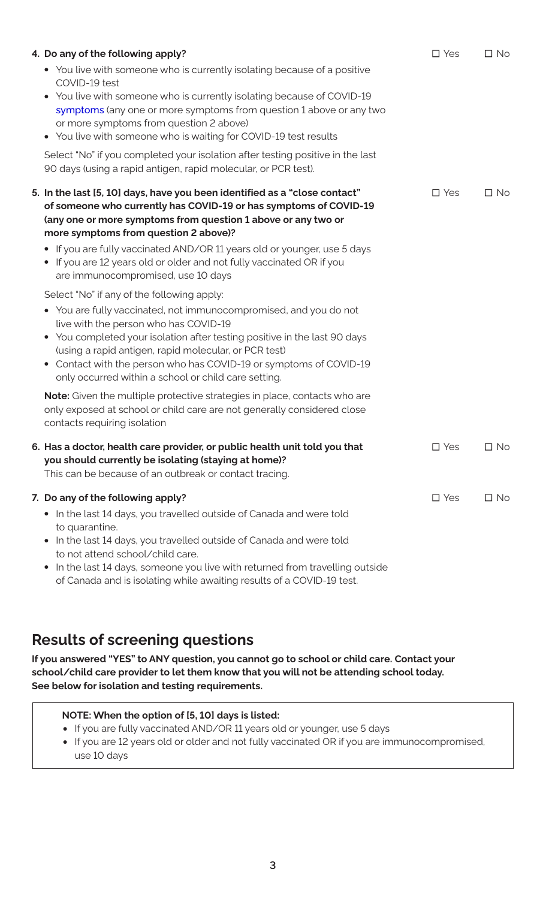4. **Do any of the following apply?** ☐ Yes ☐ No

   - You live with someone who is currently isolating because of a positive COVID-19 test
   - You live with someone who is currently isolating because of COVID-19 symptoms (any one or more symptoms from question 1 above or any two or more symptoms from question 2 above)
   - You live with someone who is waiting for COVID-19 test results

   Select "No" if you completed your isolation after testing positive in the last 90 days (using a rapid antigen, rapid molecular, or PCR test).

5. **In the last [5, 10] days, have you been identified as a "close contact" of someone who currently has COVID-19 or has symptoms of COVID-19 (any one or more symptoms from question 1 above or any two or more symptoms from question 2 above)?** ☐ Yes ☐ No

   - If you are fully vaccinated AND/OR 11 years old or younger, use 5 days
   - If you are 12 years old or older and not fully vaccinated OR if you are immunocompromised, use 10 days

   Select "No" if any of the following apply:

   - You are fully vaccinated, not immunocompromised, and you do not live with the person who has COVID-19
   - You completed your isolation after testing positive in the last 90 days (using a rapid antigen, rapid molecular, or PCR test)
   - Contact with the person who has COVID-19 or symptoms of COVID-19 only occurred within a school or child care setting.

   **Note:** Given the multiple protective strategies in place, contacts who are only exposed at school or child care are not generally considered close contacts requiring isolation

6. **Has a doctor, health care provider, or public health unit told you that you should currently be isolating (staying at home)?** ☐ Yes ☐ No

   This can be because of an outbreak or contact tracing.

7. **Do any of the following apply?** ☐ Yes ☐ No

   - In the last 14 days, you travelled outside of Canada and were told to quarantine.
   - In the last 14 days, you travelled outside of Canada and were told to not attend school/child care.
   - In the last 14 days, someone you live with returned from travelling outside of Canada and is isolating while awaiting results of a COVID-19 test.

## Results of screening questions

**If you answered "YES" to ANY question, you cannot go to school or child care. Contact your school/child care provider to let them know that you will not be attending school today. See below for isolation and testing requirements.**

> **NOTE: When the option of [5, 10] days is listed:**
>
> - If you are fully vaccinated AND/OR 11 years old or younger, use 5 days
> - If you are 12 years old or older and not fully vaccinated OR if you are immunocompromised, use 10 days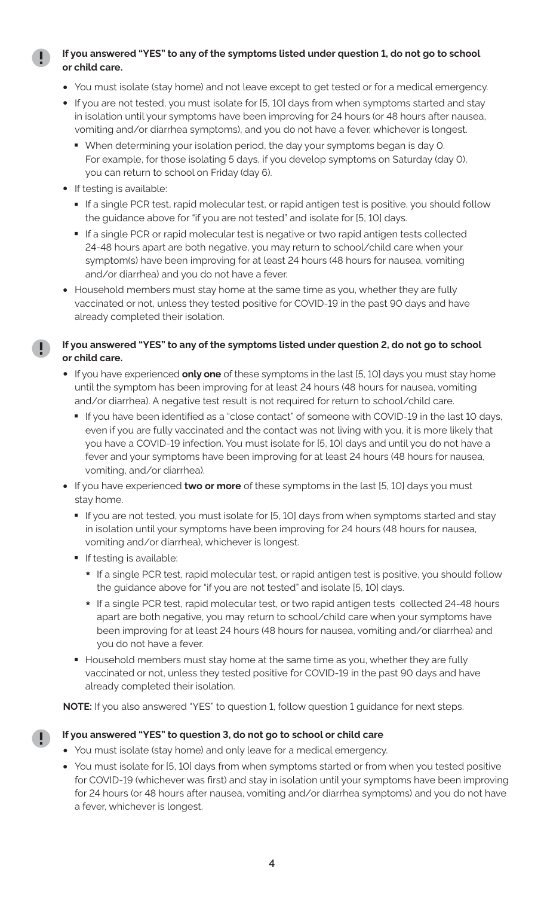**If you answered "YES" to any of the symptoms listed under question 1, do not go to school or child care.**

- You must isolate (stay home) and not leave except to get tested or for a medical emergency.
- If you are not tested, you must isolate for [5, 10] days from when symptoms started and stay in isolation until your symptoms have been improving for 24 hours (or 48 hours after nausea, vomiting and/or diarrhea symptoms), and you do not have a fever, whichever is longest.
  - When determining your isolation period, the day your symptoms began is day 0. For example, for those isolating 5 days, if you develop symptoms on Saturday (day 0), you can return to school on Friday (day 6).
- If testing is available:
  - If a single PCR test, rapid molecular test, or rapid antigen test is positive, you should follow the guidance above for "if you are not tested" and isolate for [5, 10] days.
  - If a single PCR or rapid molecular test is negative or two rapid antigen tests collected 24-48 hours apart are both negative, you may return to school/child care when your symptom(s) have been improving for at least 24 hours (48 hours for nausea, vomiting and/or diarrhea) and you do not have a fever.
- Household members must stay home at the same time as you, whether they are fully vaccinated or not, unless they tested positive for COVID-19 in the past 90 days and have already completed their isolation.

**If you answered "YES" to any of the symptoms listed under question 2, do not go to school or child care.**

- If you have experienced **only one** of these symptoms in the last [5, 10] days you must stay home until the symptom has been improving for at least 24 hours (48 hours for nausea, vomiting and/or diarrhea). A negative test result is not required for return to school/child care.
  - If you have been identified as a "close contact" of someone with COVID-19 in the last 10 days, even if you are fully vaccinated and the contact was not living with you, it is more likely that you have a COVID-19 infection. You must isolate for [5, 10] days and until you do not have a fever and your symptoms have been improving for at least 24 hours (48 hours for nausea, vomiting, and/or diarrhea).
- If you have experienced **two or more** of these symptoms in the last [5, 10] days you must stay home.
  - If you are not tested, you must isolate for [5, 10] days from when symptoms started and stay in isolation until your symptoms have been improving for 24 hours (48 hours for nausea, vomiting and/or diarrhea), whichever is longest.
  - If testing is available:
    - If a single PCR test, rapid molecular test, or rapid antigen test is positive, you should follow the guidance above for "if you are not tested" and isolate [5, 10] days.
    - If a single PCR test, rapid molecular test, or two rapid antigen tests collected 24-48 hours apart are both negative, you may return to school/child care when your symptoms have been improving for at least 24 hours (48 hours for nausea, vomiting and/or diarrhea) and you do not have a fever.
  - Household members must stay home at the same time as you, whether they are fully vaccinated or not, unless they tested positive for COVID-19 in the past 90 days and have already completed their isolation.

**NOTE:** If you also answered "YES" to question 1, follow question 1 guidance for next steps.

**If you answered "YES" to question 3, do not go to school or child care**

- You must isolate (stay home) and only leave for a medical emergency.
- You must isolate for [5, 10] days from when symptoms started or from when you tested positive for COVID-19 (whichever was first) and stay in isolation until your symptoms have been improving for 24 hours (or 48 hours after nausea, vomiting and/or diarrhea symptoms) and you do not have a fever, whichever is longest.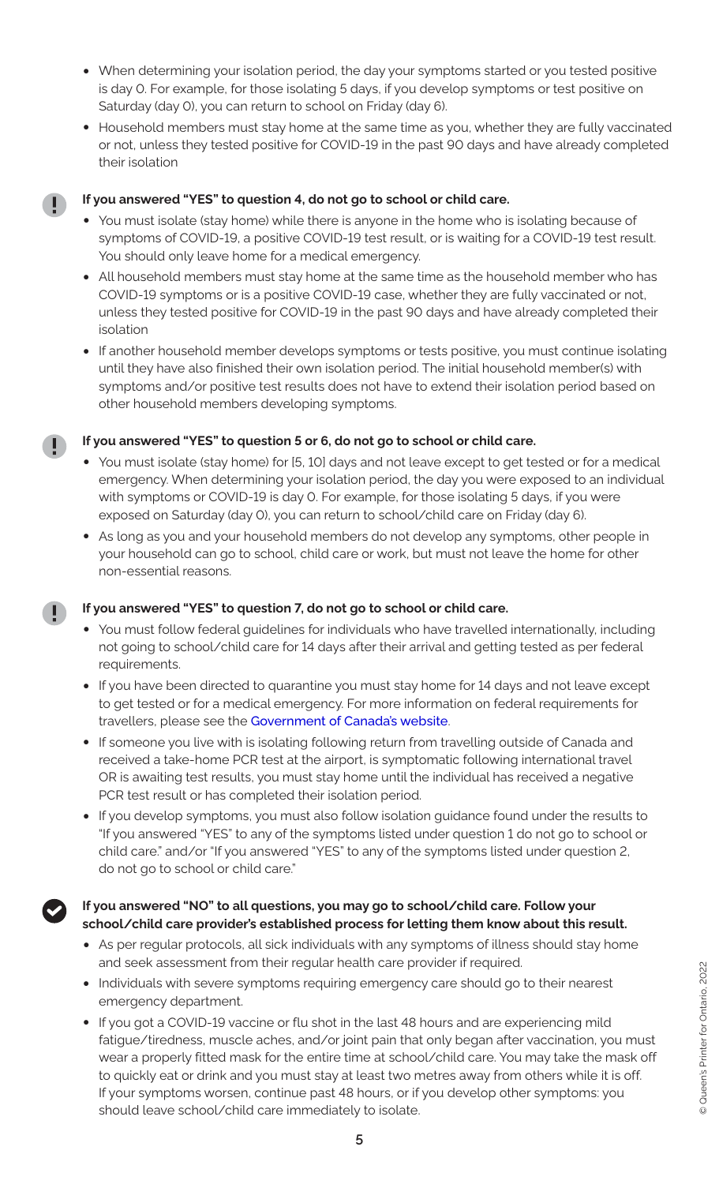- When determining your isolation period, the day your symptoms started or you tested positive is day 0. For example, for those isolating 5 days, if you develop symptoms or test positive on Saturday (day 0), you can return to school on Friday (day 6).
- Household members must stay home at the same time as you, whether they are fully vaccinated or not, unless they tested positive for COVID-19 in the past 90 days and have already completed their isolation

**If you answered "YES" to question 4, do not go to school or child care.**

- You must isolate (stay home) while there is anyone in the home who is isolating because of symptoms of COVID-19, a positive COVID-19 test result, or is waiting for a COVID-19 test result. You should only leave home for a medical emergency.
- All household members must stay home at the same time as the household member who has COVID-19 symptoms or is a positive COVID-19 case, whether they are fully vaccinated or not, unless they tested positive for COVID-19 in the past 90 days and have already completed their isolation
- If another household member develops symptoms or tests positive, you must continue isolating until they have also finished their own isolation period. The initial household member(s) with symptoms and/or positive test results does not have to extend their isolation period based on other household members developing symptoms.

**If you answered "YES" to question 5 or 6, do not go to school or child care.**

- You must isolate (stay home) for [5, 10] days and not leave except to get tested or for a medical emergency. When determining your isolation period, the day you were exposed to an individual with symptoms or COVID-19 is day 0. For example, for those isolating 5 days, if you were exposed on Saturday (day 0), you can return to school/child care on Friday (day 6).
- As long as you and your household members do not develop any symptoms, other people in your household can go to school, child care or work, but must not leave the home for other non-essential reasons.

**If you answered "YES" to question 7, do not go to school or child care.**

- You must follow federal guidelines for individuals who have travelled internationally, including not going to school/child care for 14 days after their arrival and getting tested as per federal requirements.
- If you have been directed to quarantine you must stay home for 14 days and not leave except to get tested or for a medical emergency. For more information on federal requirements for travellers, please see the Government of Canada's website.
- If someone you live with is isolating following return from travelling outside of Canada and received a take-home PCR test at the airport, is symptomatic following international travel OR is awaiting test results, you must stay home until the individual has received a negative PCR test result or has completed their isolation period.
- If you develop symptoms, you must also follow isolation guidance found under the results to "If you answered "YES" to any of the symptoms listed under question 1 do not go to school or child care." and/or "If you answered "YES" to any of the symptoms listed under question 2, do not go to school or child care."

**If you answered "NO" to all questions, you may go to school/child care. Follow your school/child care provider's established process for letting them know about this result.**

- As per regular protocols, all sick individuals with any symptoms of illness should stay home and seek assessment from their regular health care provider if required.
- Individuals with severe symptoms requiring emergency care should go to their nearest emergency department.
- If you got a COVID-19 vaccine or flu shot in the last 48 hours and are experiencing mild fatigue/tiredness, muscle aches, and/or joint pain that only began after vaccination, you must wear a properly fitted mask for the entire time at school/child care. You may take the mask off to quickly eat or drink and you must stay at least two metres away from others while it is off. If your symptoms worsen, continue past 48 hours, or if you develop other symptoms: you should leave school/child care immediately to isolate.

© Queen's Printer for Ontario, 2022